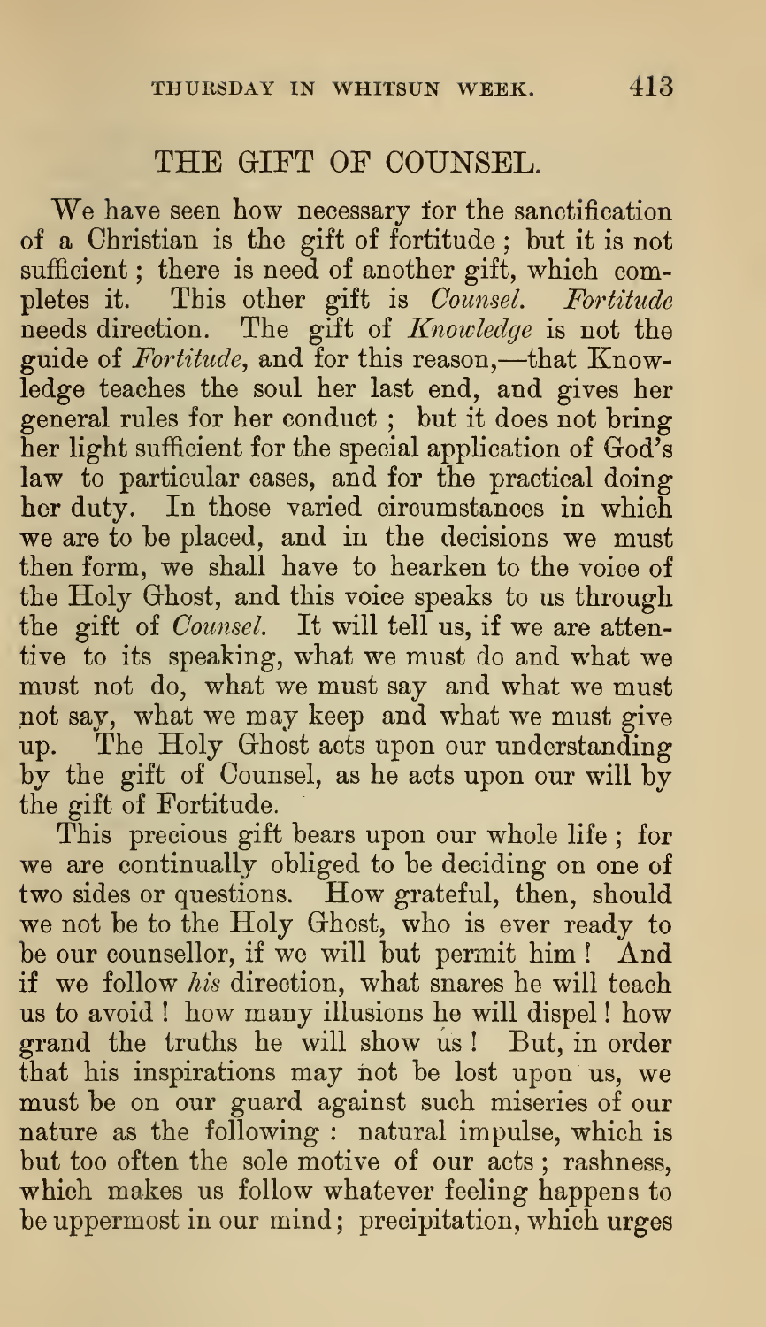## THE GIFT OF COUNSEL.

We have seen how necessary for the sanctification of a Christian is the gift of fortitude; but it is not sufficient; there is need of another gift, which completes it. This other gift is *Counsel*. *Fortitude* needs direction. The gift of *Knowledge* is not the guide of *Fortitude*, and for this reason,—that Knowledge teaches the soul her last end, and gives her general rules for her conduct; but it does not bring her light sufficient for the special application of God's law to particular cases, and for the practical doing her duty. In those varied circumstances in which we are to be placed, and in the decisions we must then form, we shall have to hearken to the voice of the Holy Ghost, and this voice speaks to us through the gift of *Counsel*. It will tell us, if we are attentive to its speaking, what we must do and what we must not do, what we must say and what we must not say, what we may keep and what we must give up. The Holy Ghost acts upon our understanding by the gift of Counsel, as he acts upon our will by the gift of Fortitude.

This precious gift bears upon our whole life; for we are continually obliged to be deciding on one of two sides or questions. How grateful, then, should we not be to the Holy Ghost, who is ever ready to be our counsellor, if we will but permit him! And if we follow *his* direction, what snares he will teach us to avoid! how many illusions he will dispel! how grand the truths he will show us! But, in order that his inspirations may not be lost upon us, we must be on our guard against such miseries of our nature as the following: natural impulse, which is but too often the sole motive of our acts; rashness, which makes us follow whatever feeling happens to be uppermost in our mind; precipitation, which urges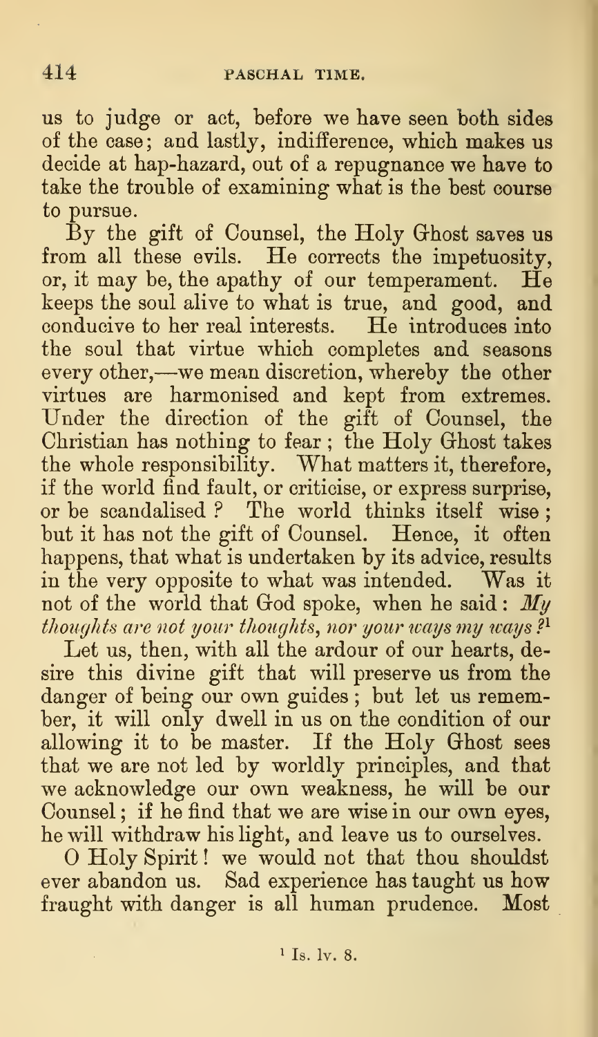us to judge or act, before we have seen both sides of the case; and lastly, indifference, which makes us decide at hap-hazard, out of a repugnance we have to take the trouble of examining what is the best course to pursue.

By the gift of Counsel, the Holy Ghost saves us from all these evils. He corrects the impetuosity, or, it may be, the apathy of our temperament. He keeps the soul alive to what is true, and good, and conducive to her real interests. He introduces into the soul that virtue which completes and seasons every other,—we mean discretion, whereby the other virtues are harmonised and kept from extremes. Under the direction of the gift of Counsel, the Christian has nothing to fear; the Holy Ghost takes the whole responsibility. What matters it, therefore, if the world find fault, or criticise, or express surprise, or be scandalised? The world thinks itself wise; but it has not the gift of Counsel. Hence, it often happens, that what is undertaken by its advice, results in the very opposite to what was intended. Was it not of the world that God spoke, when he said: *My thoughts are not your thoughts, nor your ways my ways?*[1]

Let us, then, with all the ardour of our hearts, desire this divine gift that will preserve us from the danger of being our own guides; but let us remember, it will only dwell in us on the condition of our allowing it to be master. If the Holy Ghost sees that we are not led by worldly principles, and that we acknowledge our own weakness, he will be our Counsel; if he find that we are wise in our own eyes, he will withdraw his light, and leave us to ourselves.

O Holy Spirit! we would not that thou shouldst ever abandon us. Sad experience has taught us how fraught with danger is all human prudence. Most

[1] Is. lv. 8.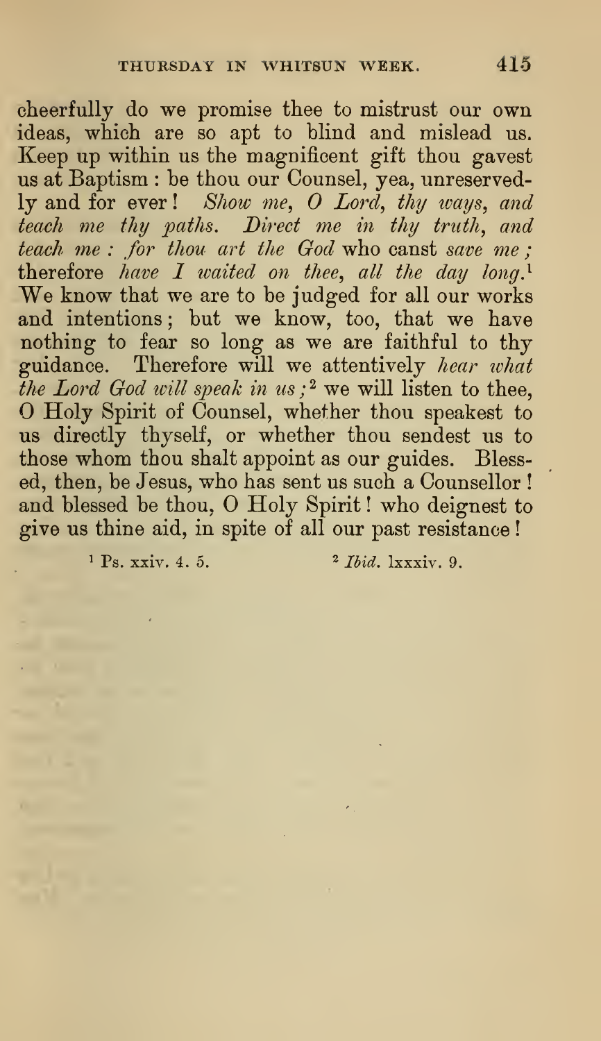cheerfully do we promise thee to mistrust our own ideas, which are so apt to blind and mislead us. Keep up within us the magnificent gift thou gavest us at Baptism: be thou our Counsel, yea, unreservedly and for ever! *Show me, O Lord, thy ways, and teach me thy paths. Direct me in thy truth, and teach me: for thou art the God* who canst *save me;* therefore *have I waited on thee, all the day long.*[1] We know that we are to be judged for all our works and intentions; but we know, too, that we have nothing to fear so long as we are faithful to thy guidance. Therefore will we attentively *hear what the Lord God will speak in us;*[2] we will listen to thee, O Holy Spirit of Counsel, whether thou speakest to us directly thyself, or whether thou sendest us to those whom thou shalt appoint as our guides. Blessed, then, be Jesus, who has sent us such a Counsellor! and blessed be thou, O Holy Spirit! who deignest to give us thine aid, in spite of all our past resistance!

[1] Ps. xxiv. 4. 5. [2] *Ibid.* lxxxiv. 9.